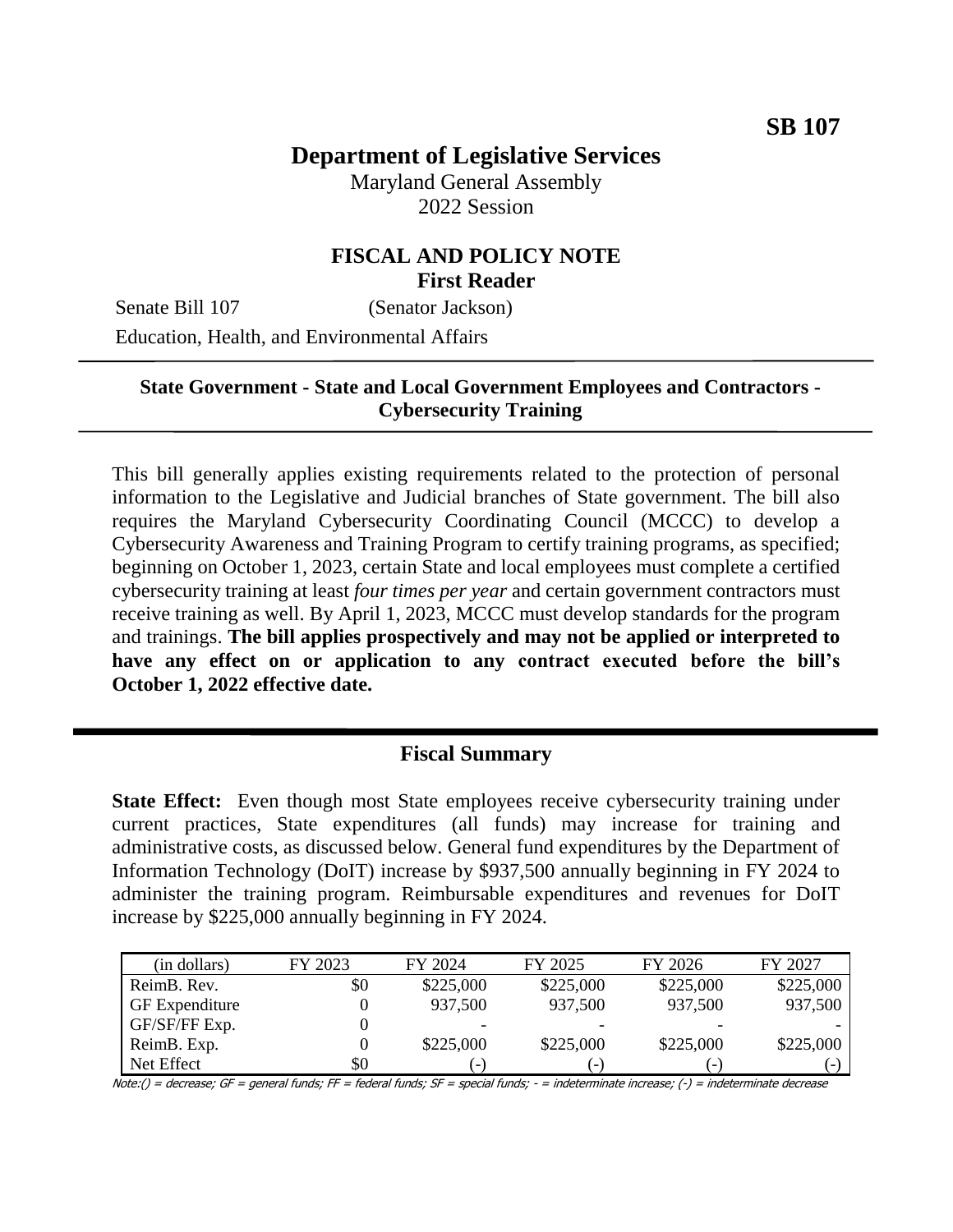**SB 107**

# Department of Legislative Services

Maryland General Assembly
2022 Session

## FISCAL AND POLICY NOTE
**First Reader**

Senate Bill 107 (Senator Jackson)

Education, Health, and Environmental Affairs

---

**State Government - State and Local Government Employees and Contractors - Cybersecurity Training**

---

This bill generally applies existing requirements related to the protection of personal information to the Legislative and Judicial branches of State government. The bill also requires the Maryland Cybersecurity Coordinating Council (MCCC) to develop a Cybersecurity Awareness and Training Program to certify training programs, as specified; beginning on October 1, 2023, certain State and local employees must complete a certified cybersecurity training at least *four times per year* and certain government contractors must receive training as well. By April 1, 2023, MCCC must develop standards for the program and trainings. **The bill applies prospectively and may not be applied or interpreted to have any effect on or application to any contract executed before the bill's October 1, 2022 effective date.**

---

## Fiscal Summary

**State Effect:** Even though most State employees receive cybersecurity training under current practices, State expenditures (all funds) may increase for training and administrative costs, as discussed below. General fund expenditures by the Department of Information Technology (DoIT) increase by $937,500 annually beginning in FY 2024 to administer the training program. Reimbursable expenditures and revenues for DoIT increase by $225,000 annually beginning in FY 2024.

| (in dollars) | FY 2023 | FY 2024 | FY 2025 | FY 2026 | FY 2027 |
|---|---|---|---|---|---|
| ReimB. Rev. | $0 | $225,000 | $225,000 | $225,000 | $225,000 |
| GF Expenditure | 0 | 937,500 | 937,500 | 937,500 | 937,500 |
| GF/SF/FF Exp. | 0 | - | - | - | - |
| ReimB. Exp. | 0 | $225,000 | $225,000 | $225,000 | $225,000 |
| Net Effect | $0 | (-) | (-) | (-) | (-) |

Note:() = decrease; GF = general funds; FF = federal funds; SF = special funds; - = indeterminate increase; (-) = indeterminate decrease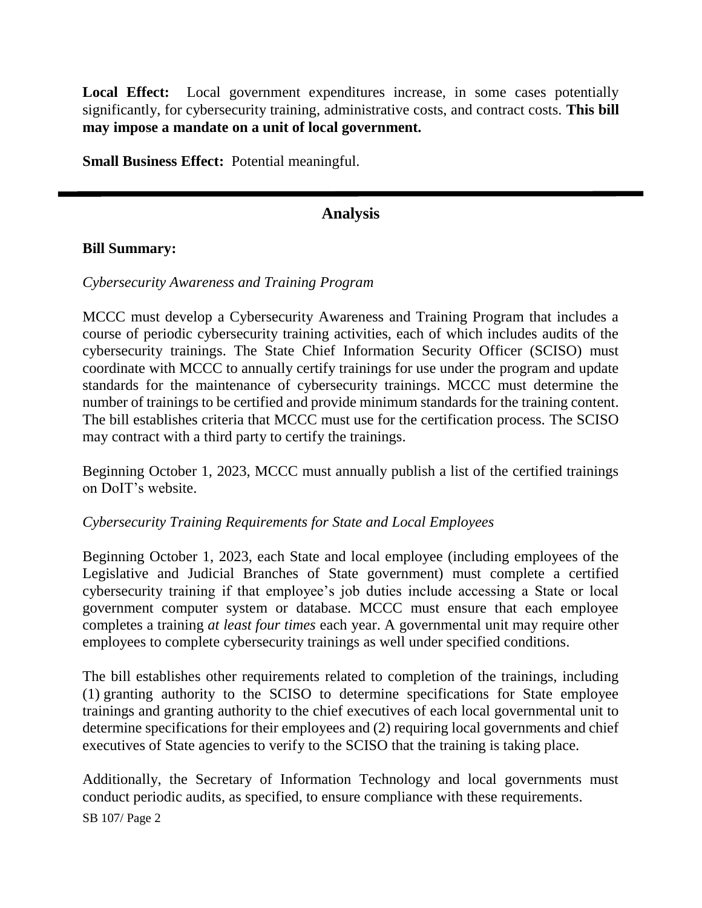**Local Effect:** Local government expenditures increase, in some cases potentially significantly, for cybersecurity training, administrative costs, and contract costs. **This bill may impose a mandate on a unit of local government.**

**Small Business Effect:** Potential meaningful.

---

## Analysis

**Bill Summary:**

*Cybersecurity Awareness and Training Program*

MCCC must develop a Cybersecurity Awareness and Training Program that includes a course of periodic cybersecurity training activities, each of which includes audits of the cybersecurity trainings. The State Chief Information Security Officer (SCISO) must coordinate with MCCC to annually certify trainings for use under the program and update standards for the maintenance of cybersecurity trainings. MCCC must determine the number of trainings to be certified and provide minimum standards for the training content. The bill establishes criteria that MCCC must use for the certification process. The SCISO may contract with a third party to certify the trainings.

Beginning October 1, 2023, MCCC must annually publish a list of the certified trainings on DoIT's website.

*Cybersecurity Training Requirements for State and Local Employees*

Beginning October 1, 2023, each State and local employee (including employees of the Legislative and Judicial Branches of State government) must complete a certified cybersecurity training if that employee's job duties include accessing a State or local government computer system or database. MCCC must ensure that each employee completes a training *at least four times* each year. A governmental unit may require other employees to complete cybersecurity trainings as well under specified conditions.

The bill establishes other requirements related to completion of the trainings, including (1) granting authority to the SCISO to determine specifications for State employee trainings and granting authority to the chief executives of each local governmental unit to determine specifications for their employees and (2) requiring local governments and chief executives of State agencies to verify to the SCISO that the training is taking place.

Additionally, the Secretary of Information Technology and local governments must conduct periodic audits, as specified, to ensure compliance with these requirements.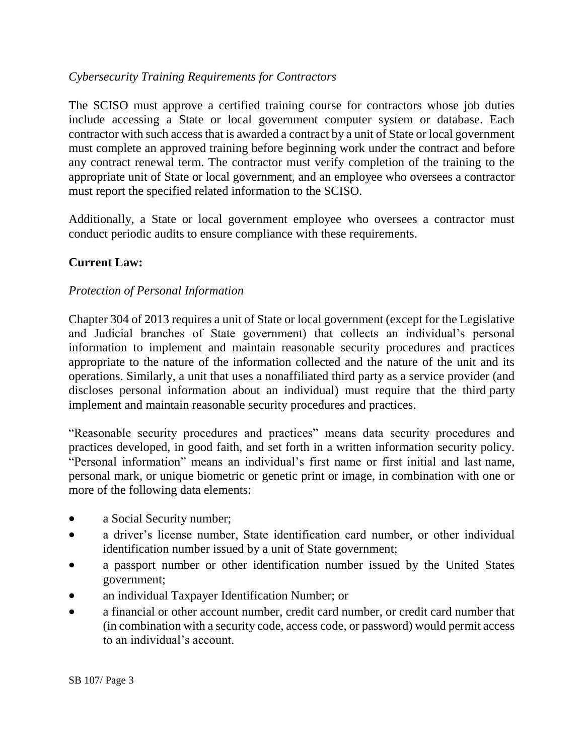*Cybersecurity Training Requirements for Contractors*

The SCISO must approve a certified training course for contractors whose job duties include accessing a State or local government computer system or database. Each contractor with such access that is awarded a contract by a unit of State or local government must complete an approved training before beginning work under the contract and before any contract renewal term. The contractor must verify completion of the training to the appropriate unit of State or local government, and an employee who oversees a contractor must report the specified related information to the SCISO.

Additionally, a State or local government employee who oversees a contractor must conduct periodic audits to ensure compliance with these requirements.

**Current Law:**

*Protection of Personal Information*

Chapter 304 of 2013 requires a unit of State or local government (except for the Legislative and Judicial branches of State government) that collects an individual's personal information to implement and maintain reasonable security procedures and practices appropriate to the nature of the information collected and the nature of the unit and its operations. Similarly, a unit that uses a nonaffiliated third party as a service provider (and discloses personal information about an individual) must require that the third party implement and maintain reasonable security procedures and practices.

"Reasonable security procedures and practices" means data security procedures and practices developed, in good faith, and set forth in a written information security policy. "Personal information" means an individual's first name or first initial and last name, personal mark, or unique biometric or genetic print or image, in combination with one or more of the following data elements:

- a Social Security number;
- a driver's license number, State identification card number, or other individual identification number issued by a unit of State government;
- a passport number or other identification number issued by the United States government;
- an individual Taxpayer Identification Number; or
- a financial or other account number, credit card number, or credit card number that (in combination with a security code, access code, or password) would permit access to an individual's account.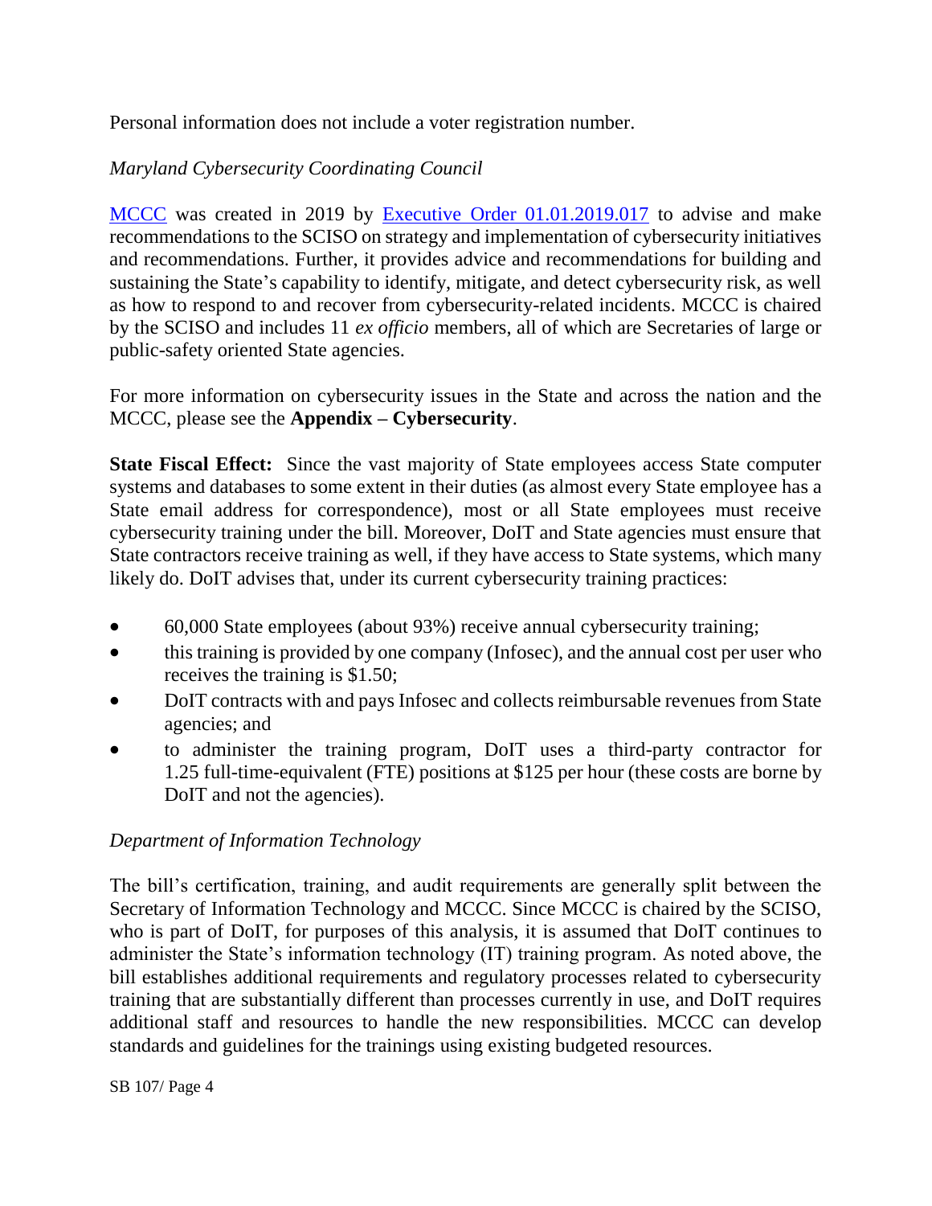Personal information does not include a voter registration number.

*Maryland Cybersecurity Coordinating Council*

MCCC was created in 2019 by Executive Order 01.01.2019.017 to advise and make recommendations to the SCISO on strategy and implementation of cybersecurity initiatives and recommendations. Further, it provides advice and recommendations for building and sustaining the State's capability to identify, mitigate, and detect cybersecurity risk, as well as how to respond to and recover from cybersecurity-related incidents. MCCC is chaired by the SCISO and includes 11 *ex officio* members, all of which are Secretaries of large or public-safety oriented State agencies.

For more information on cybersecurity issues in the State and across the nation and the MCCC, please see the **Appendix – Cybersecurity**.

**State Fiscal Effect:** Since the vast majority of State employees access State computer systems and databases to some extent in their duties (as almost every State employee has a State email address for correspondence), most or all State employees must receive cybersecurity training under the bill. Moreover, DoIT and State agencies must ensure that State contractors receive training as well, if they have access to State systems, which many likely do. DoIT advises that, under its current cybersecurity training practices:

- 60,000 State employees (about 93%) receive annual cybersecurity training;
- this training is provided by one company (Infosec), and the annual cost per user who receives the training is $1.50;
- DoIT contracts with and pays Infosec and collects reimbursable revenues from State agencies; and
- to administer the training program, DoIT uses a third-party contractor for 1.25 full-time-equivalent (FTE) positions at $125 per hour (these costs are borne by DoIT and not the agencies).

*Department of Information Technology*

The bill's certification, training, and audit requirements are generally split between the Secretary of Information Technology and MCCC. Since MCCC is chaired by the SCISO, who is part of DoIT, for purposes of this analysis, it is assumed that DoIT continues to administer the State's information technology (IT) training program. As noted above, the bill establishes additional requirements and regulatory processes related to cybersecurity training that are substantially different than processes currently in use, and DoIT requires additional staff and resources to handle the new responsibilities. MCCC can develop standards and guidelines for the trainings using existing budgeted resources.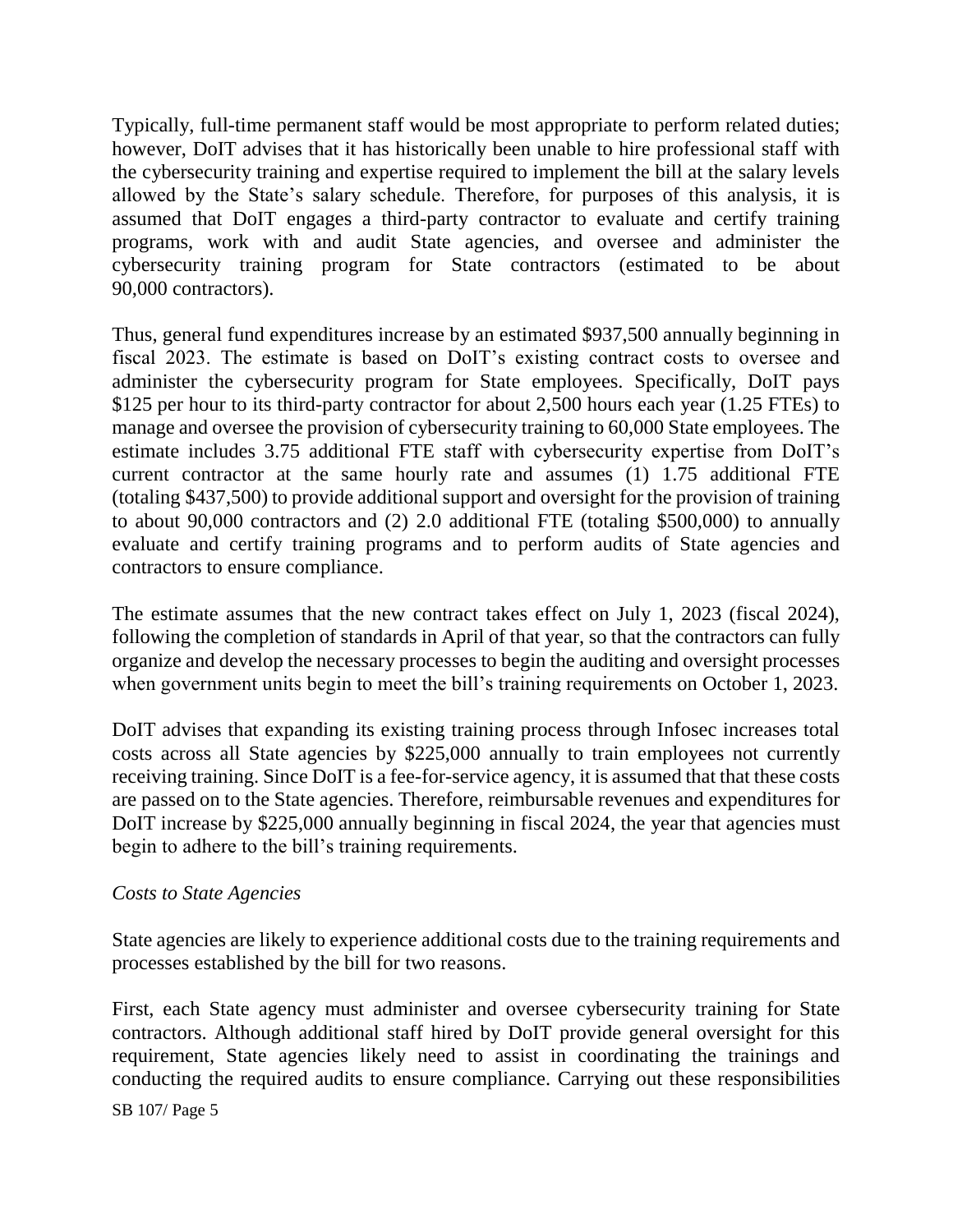Typically, full-time permanent staff would be most appropriate to perform related duties; however, DoIT advises that it has historically been unable to hire professional staff with the cybersecurity training and expertise required to implement the bill at the salary levels allowed by the State's salary schedule. Therefore, for purposes of this analysis, it is assumed that DoIT engages a third-party contractor to evaluate and certify training programs, work with and audit State agencies, and oversee and administer the cybersecurity training program for State contractors (estimated to be about 90,000 contractors).

Thus, general fund expenditures increase by an estimated $937,500 annually beginning in fiscal 2023. The estimate is based on DoIT's existing contract costs to oversee and administer the cybersecurity program for State employees. Specifically, DoIT pays $125 per hour to its third-party contractor for about 2,500 hours each year (1.25 FTEs) to manage and oversee the provision of cybersecurity training to 60,000 State employees. The estimate includes 3.75 additional FTE staff with cybersecurity expertise from DoIT's current contractor at the same hourly rate and assumes (1) 1.75 additional FTE (totaling $437,500) to provide additional support and oversight for the provision of training to about 90,000 contractors and (2) 2.0 additional FTE (totaling $500,000) to annually evaluate and certify training programs and to perform audits of State agencies and contractors to ensure compliance.

The estimate assumes that the new contract takes effect on July 1, 2023 (fiscal 2024), following the completion of standards in April of that year, so that the contractors can fully organize and develop the necessary processes to begin the auditing and oversight processes when government units begin to meet the bill's training requirements on October 1, 2023.

DoIT advises that expanding its existing training process through Infosec increases total costs across all State agencies by $225,000 annually to train employees not currently receiving training. Since DoIT is a fee-for-service agency, it is assumed that that these costs are passed on to the State agencies. Therefore, reimbursable revenues and expenditures for DoIT increase by $225,000 annually beginning in fiscal 2024, the year that agencies must begin to adhere to the bill's training requirements.

*Costs to State Agencies*

State agencies are likely to experience additional costs due to the training requirements and processes established by the bill for two reasons.

First, each State agency must administer and oversee cybersecurity training for State contractors. Although additional staff hired by DoIT provide general oversight for this requirement, State agencies likely need to assist in coordinating the trainings and conducting the required audits to ensure compliance. Carrying out these responsibilities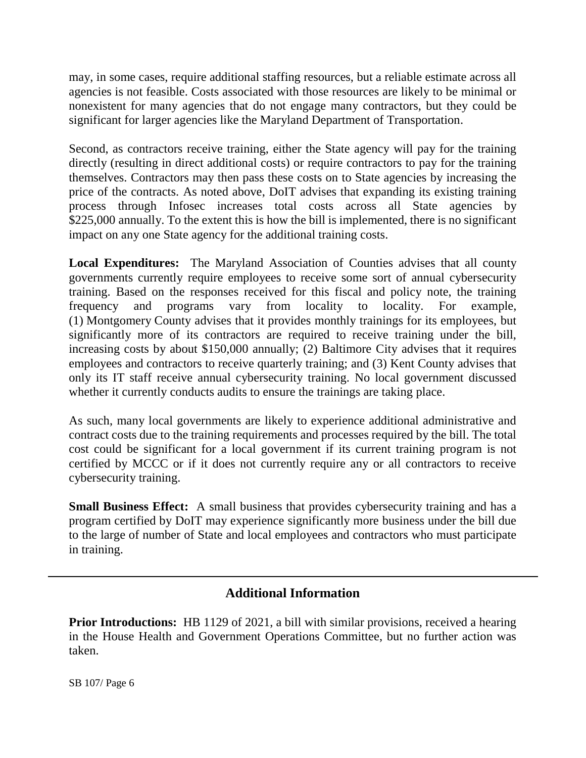may, in some cases, require additional staffing resources, but a reliable estimate across all agencies is not feasible. Costs associated with those resources are likely to be minimal or nonexistent for many agencies that do not engage many contractors, but they could be significant for larger agencies like the Maryland Department of Transportation.

Second, as contractors receive training, either the State agency will pay for the training directly (resulting in direct additional costs) or require contractors to pay for the training themselves. Contractors may then pass these costs on to State agencies by increasing the price of the contracts. As noted above, DoIT advises that expanding its existing training process through Infosec increases total costs across all State agencies by $225,000 annually. To the extent this is how the bill is implemented, there is no significant impact on any one State agency for the additional training costs.

**Local Expenditures:** The Maryland Association of Counties advises that all county governments currently require employees to receive some sort of annual cybersecurity training. Based on the responses received for this fiscal and policy note, the training frequency and programs vary from locality to locality. For example, (1) Montgomery County advises that it provides monthly trainings for its employees, but significantly more of its contractors are required to receive training under the bill, increasing costs by about $150,000 annually; (2) Baltimore City advises that it requires employees and contractors to receive quarterly training; and (3) Kent County advises that only its IT staff receive annual cybersecurity training. No local government discussed whether it currently conducts audits to ensure the trainings are taking place.

As such, many local governments are likely to experience additional administrative and contract costs due to the training requirements and processes required by the bill. The total cost could be significant for a local government if its current training program is not certified by MCCC or if it does not currently require any or all contractors to receive cybersecurity training.

**Small Business Effect:** A small business that provides cybersecurity training and has a program certified by DoIT may experience significantly more business under the bill due to the large of number of State and local employees and contractors who must participate in training.

## Additional Information

**Prior Introductions:** HB 1129 of 2021, a bill with similar provisions, received a hearing in the House Health and Government Operations Committee, but no further action was taken.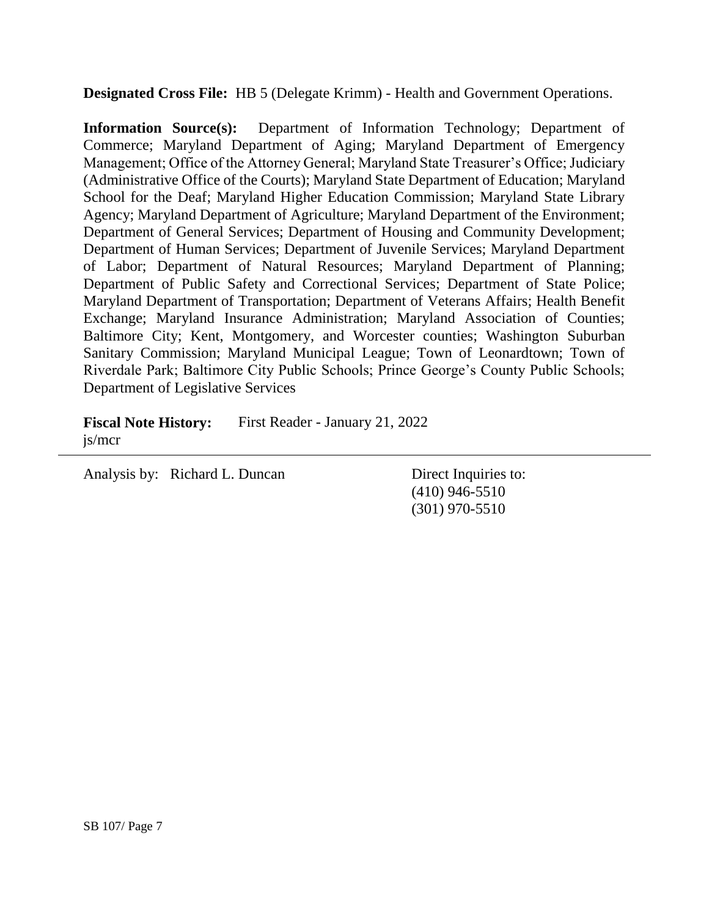**Designated Cross File:** HB 5 (Delegate Krimm) - Health and Government Operations.

**Information Source(s):** Department of Information Technology; Department of Commerce; Maryland Department of Aging; Maryland Department of Emergency Management; Office of the Attorney General; Maryland State Treasurer's Office; Judiciary (Administrative Office of the Courts); Maryland State Department of Education; Maryland School for the Deaf; Maryland Higher Education Commission; Maryland State Library Agency; Maryland Department of Agriculture; Maryland Department of the Environment; Department of General Services; Department of Housing and Community Development; Department of Human Services; Department of Juvenile Services; Maryland Department of Labor; Department of Natural Resources; Maryland Department of Planning; Department of Public Safety and Correctional Services; Department of State Police; Maryland Department of Transportation; Department of Veterans Affairs; Health Benefit Exchange; Maryland Insurance Administration; Maryland Association of Counties; Baltimore City; Kent, Montgomery, and Worcester counties; Washington Suburban Sanitary Commission; Maryland Municipal League; Town of Leonardtown; Town of Riverdale Park; Baltimore City Public Schools; Prince George's County Public Schools; Department of Legislative Services

**Fiscal Note History:** First Reader - January 21, 2022
js/mcr

---

Analysis by: Richard L. Duncan

Direct Inquiries to:
(410) 946-5510
(301) 970-5510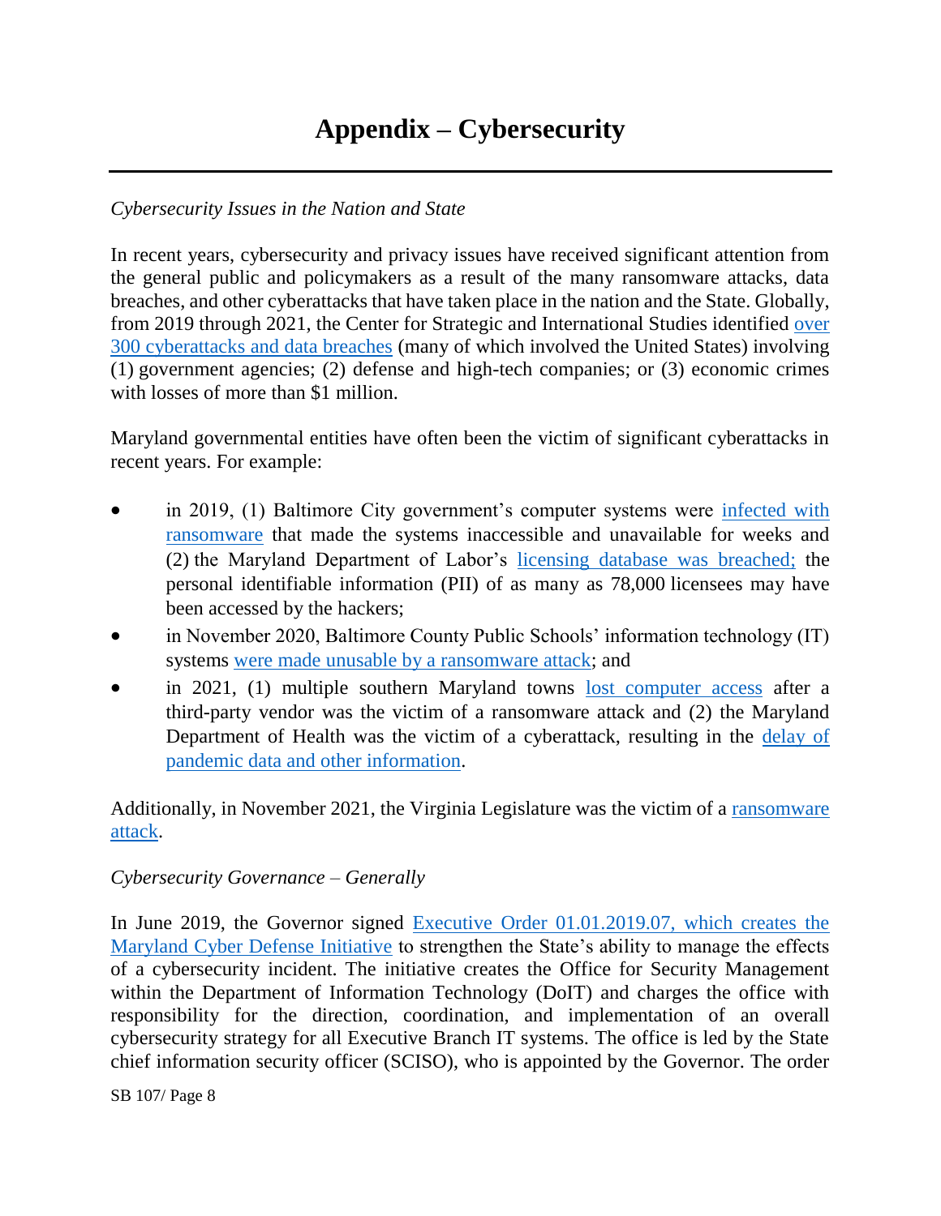# Appendix – Cybersecurity

*Cybersecurity Issues in the Nation and State*

In recent years, cybersecurity and privacy issues have received significant attention from the general public and policymakers as a result of the many ransomware attacks, data breaches, and other cyberattacks that have taken place in the nation and the State. Globally, from 2019 through 2021, the Center for Strategic and International Studies identified over 300 cyberattacks and data breaches (many of which involved the United States) involving (1) government agencies; (2) defense and high-tech companies; or (3) economic crimes with losses of more than $1 million.

Maryland governmental entities have often been the victim of significant cyberattacks in recent years. For example:

- in 2019, (1) Baltimore City government's computer systems were infected with ransomware that made the systems inaccessible and unavailable for weeks and (2) the Maryland Department of Labor's licensing database was breached; the personal identifiable information (PII) of as many as 78,000 licensees may have been accessed by the hackers;
- in November 2020, Baltimore County Public Schools' information technology (IT) systems were made unusable by a ransomware attack; and
- in 2021, (1) multiple southern Maryland towns lost computer access after a third-party vendor was the victim of a ransomware attack and (2) the Maryland Department of Health was the victim of a cyberattack, resulting in the delay of pandemic data and other information.

Additionally, in November 2021, the Virginia Legislature was the victim of a ransomware attack.

*Cybersecurity Governance – Generally*

In June 2019, the Governor signed Executive Order 01.01.2019.07, which creates the Maryland Cyber Defense Initiative to strengthen the State's ability to manage the effects of a cybersecurity incident. The initiative creates the Office for Security Management within the Department of Information Technology (DoIT) and charges the office with responsibility for the direction, coordination, and implementation of an overall cybersecurity strategy for all Executive Branch IT systems. The office is led by the State chief information security officer (SCISO), who is appointed by the Governor. The order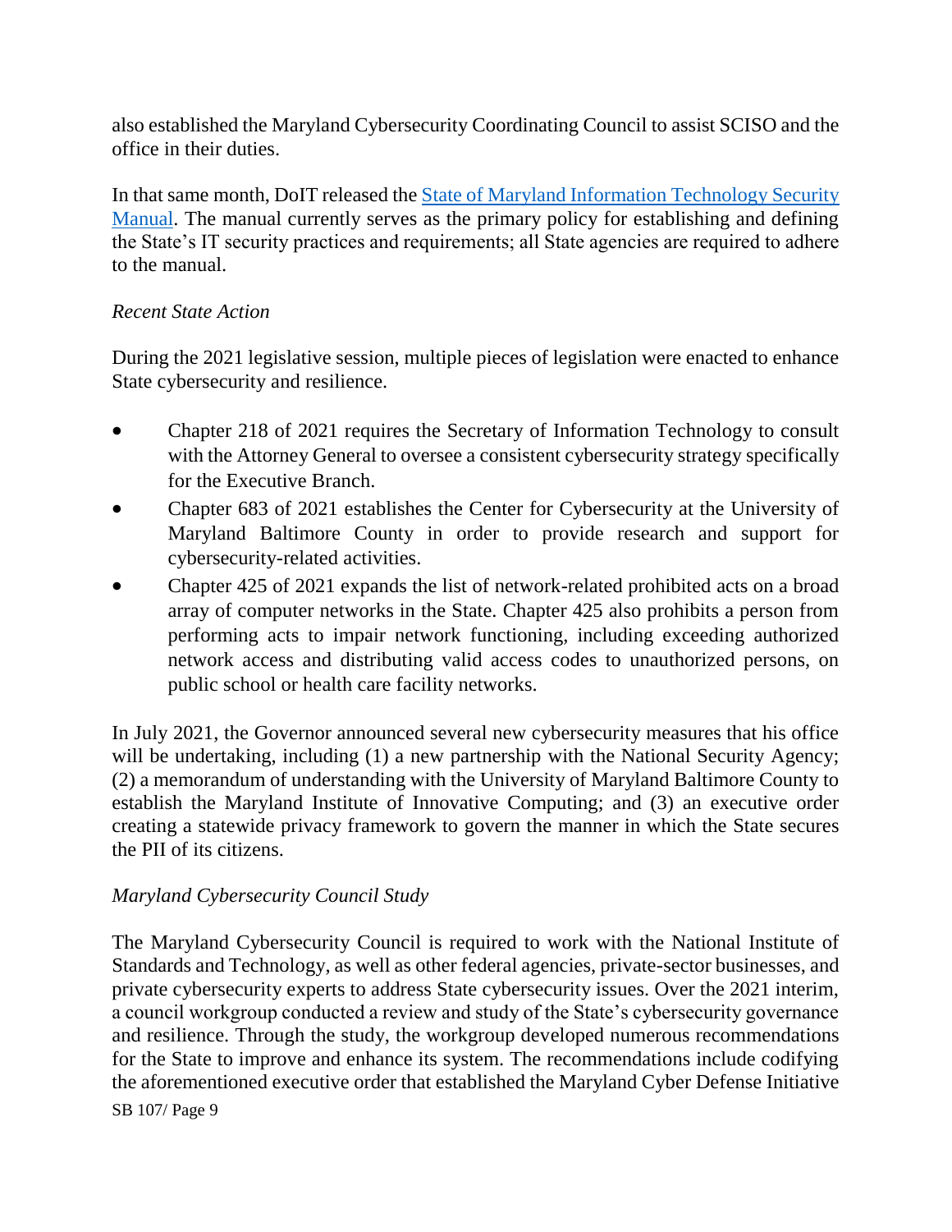also established the Maryland Cybersecurity Coordinating Council to assist SCISO and the office in their duties.

In that same month, DoIT released the [State of Maryland Information Technology Security Manual](). The manual currently serves as the primary policy for establishing and defining the State's IT security practices and requirements; all State agencies are required to adhere to the manual.

*Recent State Action*

During the 2021 legislative session, multiple pieces of legislation were enacted to enhance State cybersecurity and resilience.

- Chapter 218 of 2021 requires the Secretary of Information Technology to consult with the Attorney General to oversee a consistent cybersecurity strategy specifically for the Executive Branch.
- Chapter 683 of 2021 establishes the Center for Cybersecurity at the University of Maryland Baltimore County in order to provide research and support for cybersecurity-related activities.
- Chapter 425 of 2021 expands the list of network-related prohibited acts on a broad array of computer networks in the State. Chapter 425 also prohibits a person from performing acts to impair network functioning, including exceeding authorized network access and distributing valid access codes to unauthorized persons, on public school or health care facility networks.

In July 2021, the Governor announced several new cybersecurity measures that his office will be undertaking, including (1) a new partnership with the National Security Agency; (2) a memorandum of understanding with the University of Maryland Baltimore County to establish the Maryland Institute of Innovative Computing; and (3) an executive order creating a statewide privacy framework to govern the manner in which the State secures the PII of its citizens.

*Maryland Cybersecurity Council Study*

The Maryland Cybersecurity Council is required to work with the National Institute of Standards and Technology, as well as other federal agencies, private-sector businesses, and private cybersecurity experts to address State cybersecurity issues. Over the 2021 interim, a council workgroup conducted a review and study of the State's cybersecurity governance and resilience. Through the study, the workgroup developed numerous recommendations for the State to improve and enhance its system. The recommendations include codifying the aforementioned executive order that established the Maryland Cyber Defense Initiative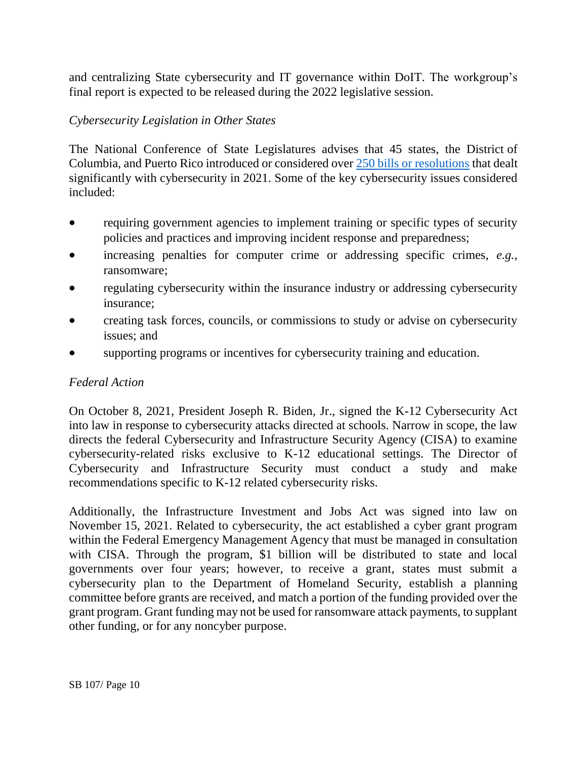and centralizing State cybersecurity and IT governance within DoIT. The workgroup's final report is expected to be released during the 2022 legislative session.

*Cybersecurity Legislation in Other States*

The National Conference of State Legislatures advises that 45 states, the District of Columbia, and Puerto Rico introduced or considered over 250 bills or resolutions that dealt significantly with cybersecurity in 2021. Some of the key cybersecurity issues considered included:

- requiring government agencies to implement training or specific types of security policies and practices and improving incident response and preparedness;
- increasing penalties for computer crime or addressing specific crimes, *e.g.*, ransomware;
- regulating cybersecurity within the insurance industry or addressing cybersecurity insurance;
- creating task forces, councils, or commissions to study or advise on cybersecurity issues; and
- supporting programs or incentives for cybersecurity training and education.

*Federal Action*

On October 8, 2021, President Joseph R. Biden, Jr., signed the K-12 Cybersecurity Act into law in response to cybersecurity attacks directed at schools. Narrow in scope, the law directs the federal Cybersecurity and Infrastructure Security Agency (CISA) to examine cybersecurity-related risks exclusive to K-12 educational settings. The Director of Cybersecurity and Infrastructure Security must conduct a study and make recommendations specific to K-12 related cybersecurity risks.

Additionally, the Infrastructure Investment and Jobs Act was signed into law on November 15, 2021. Related to cybersecurity, the act established a cyber grant program within the Federal Emergency Management Agency that must be managed in consultation with CISA. Through the program, $1 billion will be distributed to state and local governments over four years; however, to receive a grant, states must submit a cybersecurity plan to the Department of Homeland Security, establish a planning committee before grants are received, and match a portion of the funding provided over the grant program. Grant funding may not be used for ransomware attack payments, to supplant other funding, or for any noncyber purpose.